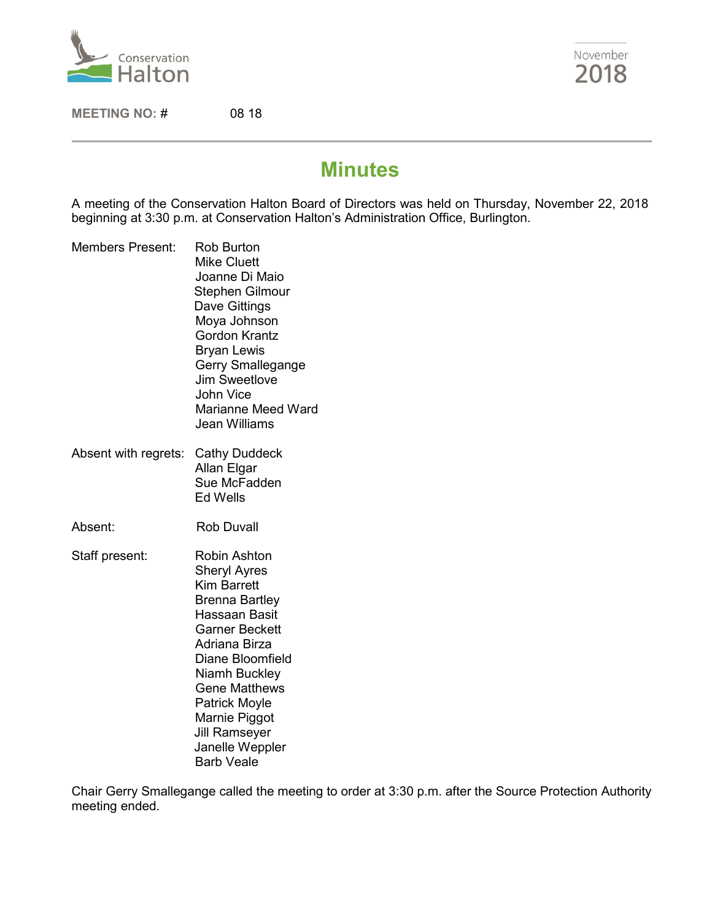Conservation Halton

November 2018

**MEETING NO: #** 08 18

# Minutes

A meeting of the Conservation Halton Board of Directors was held on Thursday, November 22, 2018 beginning at 3:30 p.m. at Conservation Halton's Administration Office, Burlington.

Members Present:
Rob Burton
Mike Cluett
Joanne Di Maio
Stephen Gilmour
Dave Gittings
Moya Johnson
Gordon Krantz
Bryan Lewis
Gerry Smallegange
Jim Sweetlove
John Vice
Marianne Meed Ward
Jean Williams

Absent with regrets:
Cathy Duddeck
Allan Elgar
Sue McFadden
Ed Wells

Absent:
Rob Duvall

Staff present:
Robin Ashton
Sheryl Ayres
Kim Barrett
Brenna Bartley
Hassaan Basit
Garner Beckett
Adriana Birza
Diane Bloomfield
Niamh Buckley
Gene Matthews
Patrick Moyle
Marnie Piggot
Jill Ramseyer
Janelle Weppler
Barb Veale

Chair Gerry Smallegange called the meeting to order at 3:30 p.m. after the Source Protection Authority meeting ended.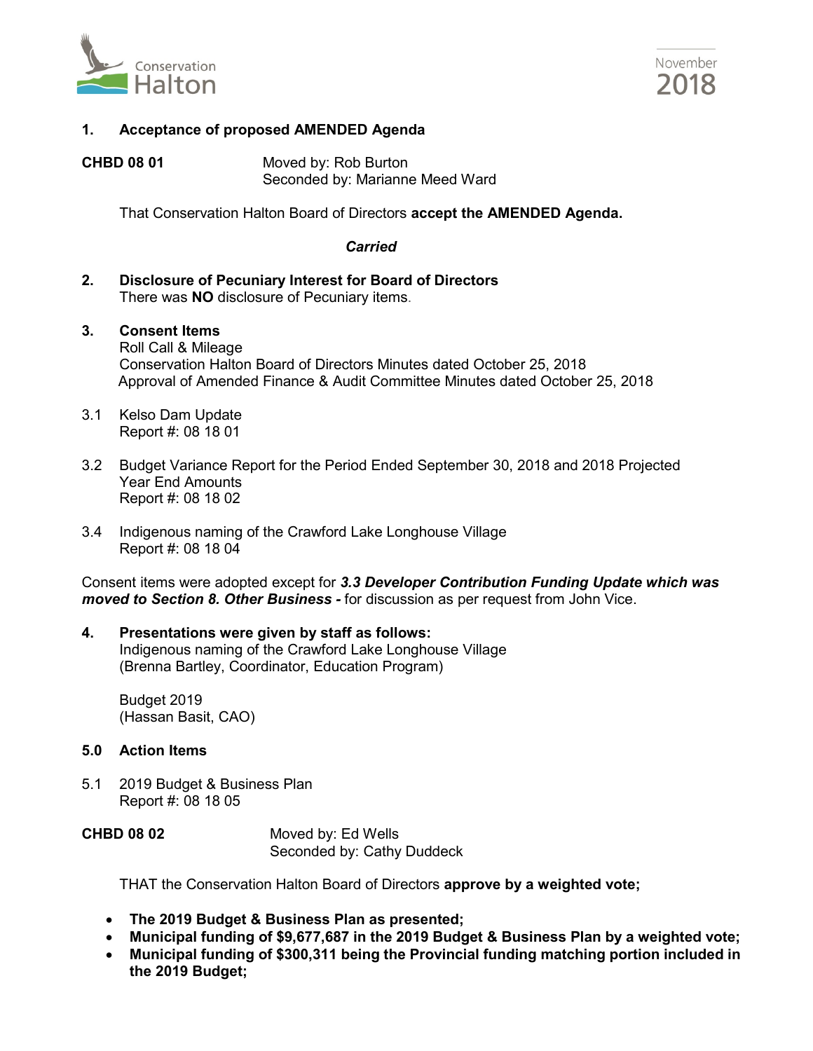## 1. Acceptance of proposed AMENDED Agenda

**CHBD 08 01** Moved by: Rob Burton
Seconded by: Marianne Meed Ward

That Conservation Halton Board of Directors **accept the AMENDED Agenda.**

***Carried***

## 2. Disclosure of Pecuniary Interest for Board of Directors

There was **NO** disclosure of Pecuniary items.

## 3. Consent Items

Roll Call & Mileage
Conservation Halton Board of Directors Minutes dated October 25, 2018
Approval of Amended Finance & Audit Committee Minutes dated October 25, 2018

3.1 Kelso Dam Update
Report #: 08 18 01

3.2 Budget Variance Report for the Period Ended September 30, 2018 and 2018 Projected Year End Amounts
Report #: 08 18 02

3.4 Indigenous naming of the Crawford Lake Longhouse Village
Report #: 08 18 04

Consent items were adopted except for ***3.3 Developer Contribution Funding Update which was moved to Section 8. Other Business -*** for discussion as per request from John Vice.

## 4. Presentations were given by staff as follows:

Indigenous naming of the Crawford Lake Longhouse Village
(Brenna Bartley, Coordinator, Education Program)

Budget 2019
(Hassan Basit, CAO)

## 5.0 Action Items

5.1 2019 Budget & Business Plan
Report #: 08 18 05

**CHBD 08 02** Moved by: Ed Wells
Seconded by: Cathy Duddeck

THAT the Conservation Halton Board of Directors **approve by a weighted vote;**

- **The 2019 Budget & Business Plan as presented;**
- **Municipal funding of $9,677,687 in the 2019 Budget & Business Plan by a weighted vote;**
- **Municipal funding of $300,311 being the Provincial funding matching portion included in the 2019 Budget;**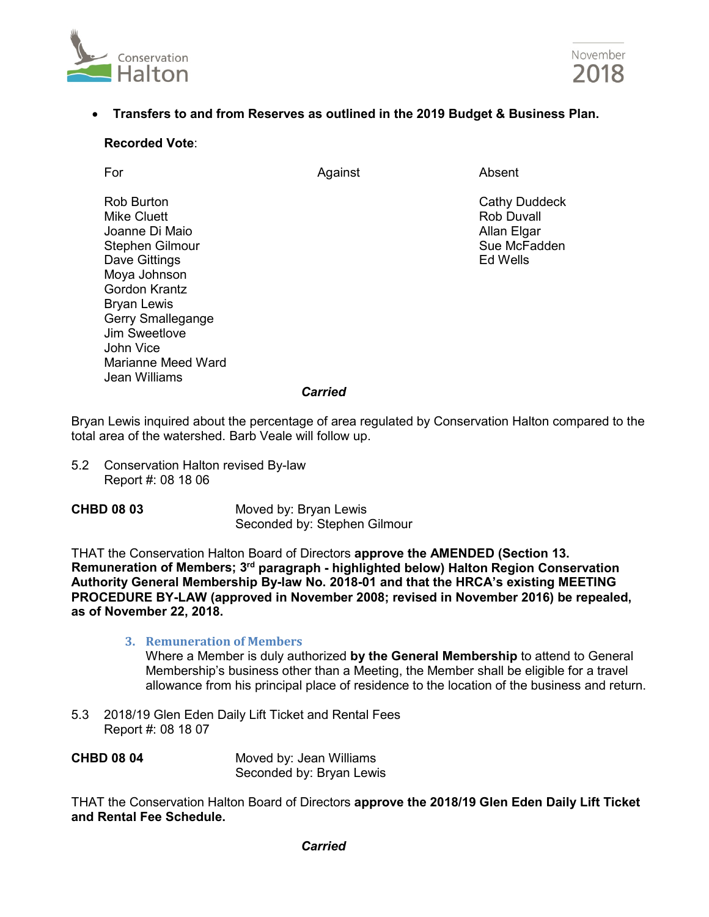- **Transfers to and from Reserves as outlined in the 2019 Budget & Business Plan.**

**Recorded Vote**:

| For | Against | Absent |
|---|---|---|
| Rob Burton | | Cathy Duddeck |
| Mike Cluett | | Rob Duvall |
| Joanne Di Maio | | Allan Elgar |
| Stephen Gilmour | | Sue McFadden |
| Dave Gittings | | Ed Wells |
| Moya Johnson | | |
| Gordon Krantz | | |
| Bryan Lewis | | |
| Gerry Smallegange | | |
| Jim Sweetlove | | |
| John Vice | | |
| Marianne Meed Ward | | |
| Jean Williams | | |

***Carried***

Bryan Lewis inquired about the percentage of area regulated by Conservation Halton compared to the total area of the watershed. Barb Veale will follow up.

5.2 Conservation Halton revised By-law
Report #: 08 18 06

**CHBD 08 03** Moved by: Bryan Lewis
Seconded by: Stephen Gilmour

THAT the Conservation Halton Board of Directors **approve the AMENDED (Section 13. Remuneration of Members; 3rd paragraph - highlighted below) Halton Region Conservation Authority General Membership By-law No. 2018-01 and that the HRCA's existing MEETING PROCEDURE BY-LAW (approved in November 2008; revised in November 2016) be repealed, as of November 22, 2018.**

> **3. Remuneration of Members**
> Where a Member is duly authorized **by the General Membership** to attend to General Membership's business other than a Meeting, the Member shall be eligible for a travel allowance from his principal place of residence to the location of the business and return.

5.3 2018/19 Glen Eden Daily Lift Ticket and Rental Fees
Report #: 08 18 07

**CHBD 08 04** Moved by: Jean Williams
Seconded by: Bryan Lewis

THAT the Conservation Halton Board of Directors **approve the 2018/19 Glen Eden Daily Lift Ticket and Rental Fee Schedule.**

***Carried***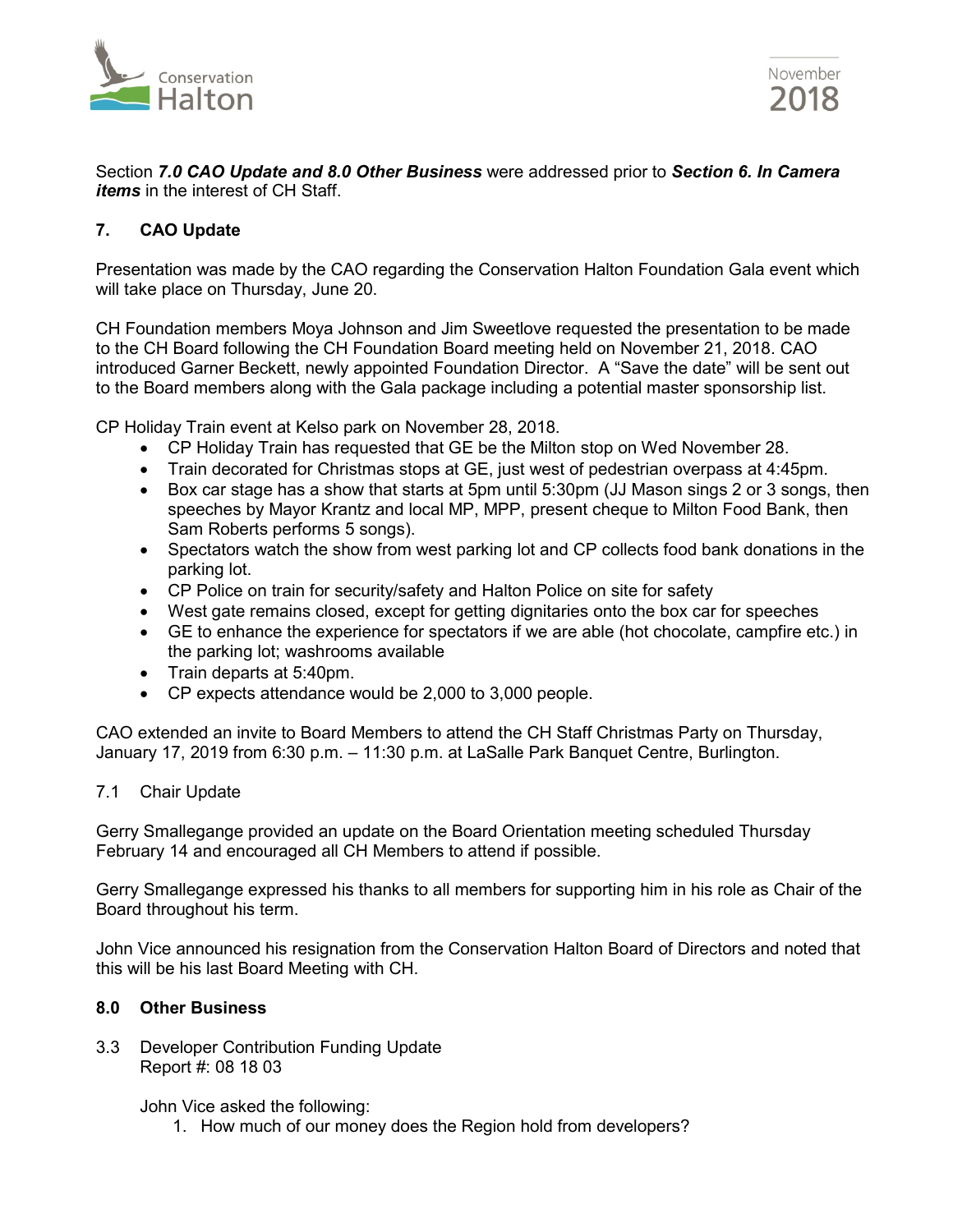Section ***7.0 CAO Update and 8.0 Other Business*** were addressed prior to ***Section 6. In Camera items*** in the interest of CH Staff.

## 7. CAO Update

Presentation was made by the CAO regarding the Conservation Halton Foundation Gala event which will take place on Thursday, June 20.

CH Foundation members Moya Johnson and Jim Sweetlove requested the presentation to be made to the CH Board following the CH Foundation Board meeting held on November 21, 2018. CAO introduced Garner Beckett, newly appointed Foundation Director. A "Save the date" will be sent out to the Board members along with the Gala package including a potential master sponsorship list.

CP Holiday Train event at Kelso park on November 28, 2018.

- CP Holiday Train has requested that GE be the Milton stop on Wed November 28.
- Train decorated for Christmas stops at GE, just west of pedestrian overpass at 4:45pm.
- Box car stage has a show that starts at 5pm until 5:30pm (JJ Mason sings 2 or 3 songs, then speeches by Mayor Krantz and local MP, MPP, present cheque to Milton Food Bank, then Sam Roberts performs 5 songs).
- Spectators watch the show from west parking lot and CP collects food bank donations in the parking lot.
- CP Police on train for security/safety and Halton Police on site for safety
- West gate remains closed, except for getting dignitaries onto the box car for speeches
- GE to enhance the experience for spectators if we are able (hot chocolate, campfire etc.) in the parking lot; washrooms available
- Train departs at 5:40pm.
- CP expects attendance would be 2,000 to 3,000 people.

CAO extended an invite to Board Members to attend the CH Staff Christmas Party on Thursday, January 17, 2019 from 6:30 p.m. – 11:30 p.m. at LaSalle Park Banquet Centre, Burlington.

### 7.1 Chair Update

Gerry Smallegange provided an update on the Board Orientation meeting scheduled Thursday February 14 and encouraged all CH Members to attend if possible.

Gerry Smallegange expressed his thanks to all members for supporting him in his role as Chair of the Board throughout his term.

John Vice announced his resignation from the Conservation Halton Board of Directors and noted that this will be his last Board Meeting with CH.

## 8.0 Other Business

3.3 Developer Contribution Funding Update
Report #: 08 18 03

John Vice asked the following:

1. How much of our money does the Region hold from developers?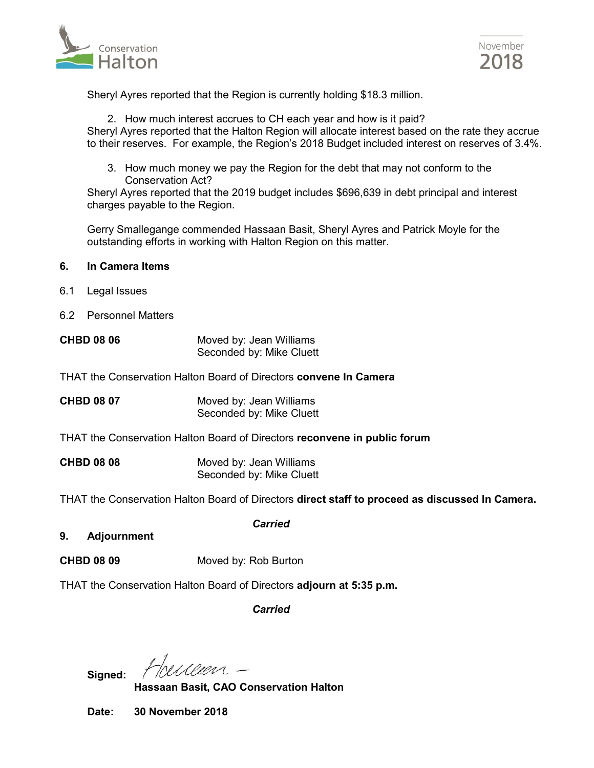Sheryl Ayres reported that the Region is currently holding $18.3 million.

2. How much interest accrues to CH each year and how is it paid?

Sheryl Ayres reported that the Halton Region will allocate interest based on the rate they accrue to their reserves. For example, the Region's 2018 Budget included interest on reserves of 3.4%.

3. How much money we pay the Region for the debt that may not conform to the Conservation Act?

Sheryl Ayres reported that the 2019 budget includes $696,639 in debt principal and interest charges payable to the Region.

Gerry Smallegange commended Hassaan Basit, Sheryl Ayres and Patrick Moyle for the outstanding efforts in working with Halton Region on this matter.

## 6. In Camera Items

6.1 Legal Issues

6.2 Personnel Matters

**CHBD 08 06** Moved by: Jean Williams
Seconded by: Mike Cluett

THAT the Conservation Halton Board of Directors **convene In Camera**

**CHBD 08 07** Moved by: Jean Williams
Seconded by: Mike Cluett

THAT the Conservation Halton Board of Directors **reconvene in public forum**

**CHBD 08 08** Moved by: Jean Williams
Seconded by: Mike Cluett

THAT the Conservation Halton Board of Directors **direct staff to proceed as discussed In Camera.**

***Carried***

## 9. Adjournment

**CHBD 08 09** Moved by: Rob Burton

THAT the Conservation Halton Board of Directors **adjourn at 5:35 p.m.**

***Carried***

**Signed:** Hassaan –
**Hassaan Basit, CAO Conservation Halton**

**Date: 30 November 2018**